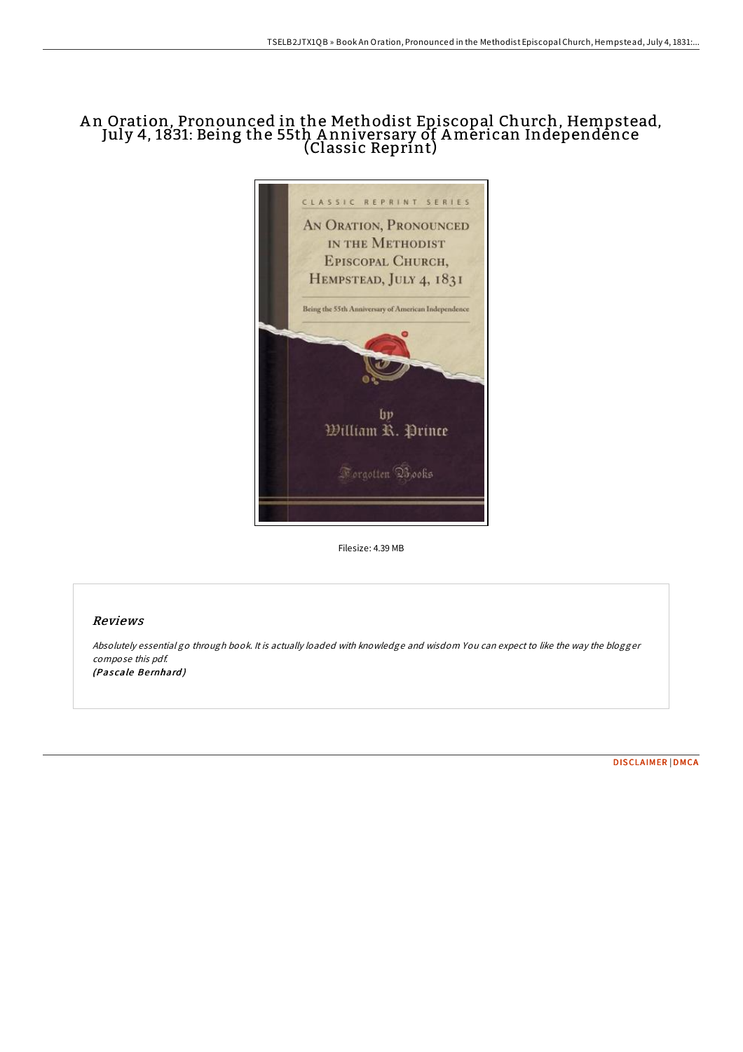# An Oration, Pronounced in the Methodist Episcopal Church, Hempstead, July 4, 1831: Being the 55th Anniversary of American Independence (Classic Reprint)

Filesize: 4.39 MB

## Reviews

*Absolutely essential go through book. It is actually loaded with knowledge and wisdom You can expect to like the way the blogger compose this pdf.*
***(Pascale Bernhard)***

DISCLAIMER | DMCA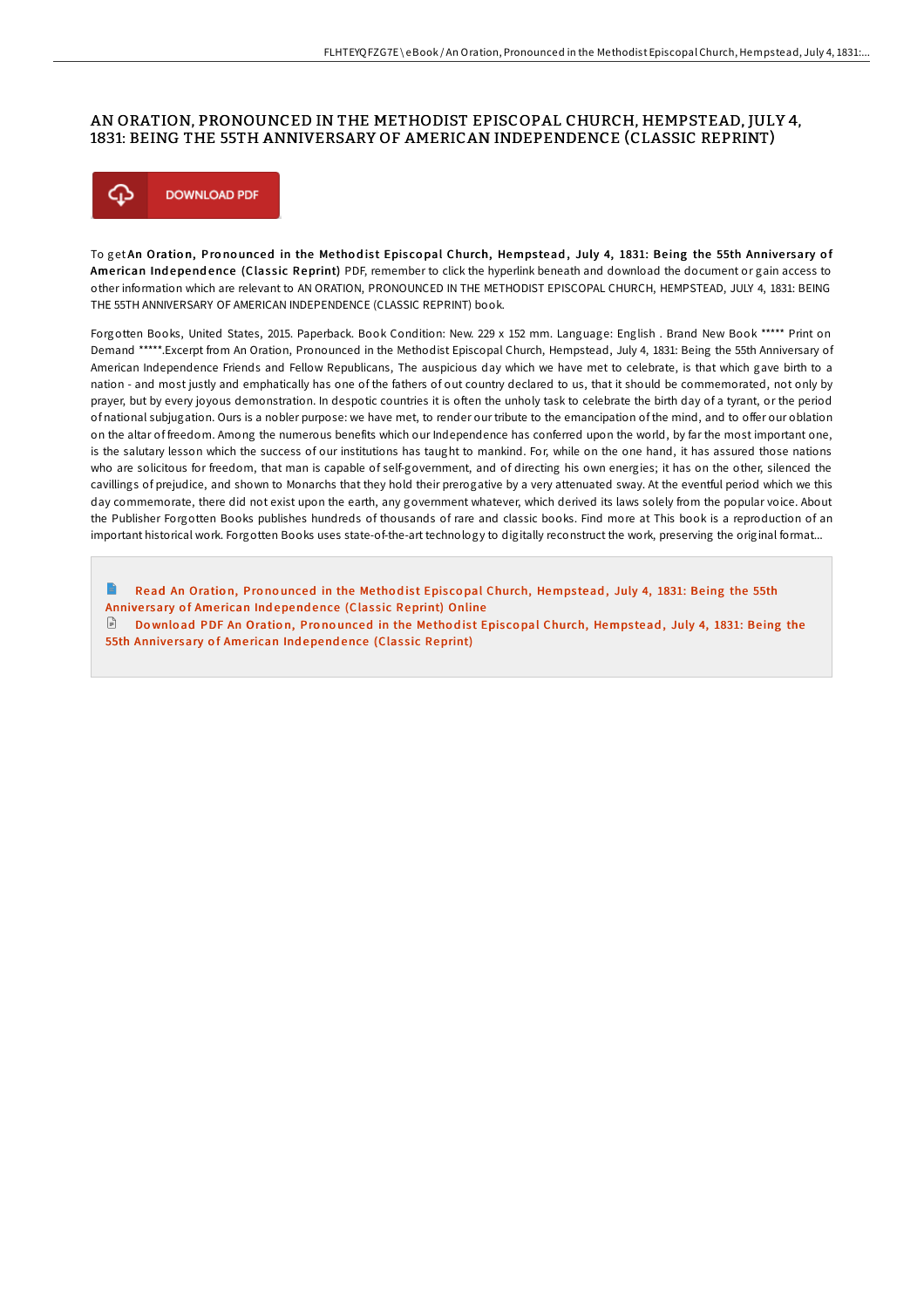# AN ORATION, PRONOUNCED IN THE METHODIST EPISCOPAL CHURCH, HEMPSTEAD, JULY 4, 1831: BEING THE 55TH ANNIVERSARY OF AMERICAN INDEPENDENCE (CLASSIC REPRINT)

DOWNLOAD PDF

To get **An Oration, Pronounced in the Methodist Episcopal Church, Hempstead, July 4, 1831: Being the 55th Anniversary of American Independence (Classic Reprint)** PDF, remember to click the hyperlink beneath and download the document or gain access to other information which are relevant to AN ORATION, PRONOUNCED IN THE METHODIST EPISCOPAL CHURCH, HEMPSTEAD, JULY 4, 1831: BEING THE 55TH ANNIVERSARY OF AMERICAN INDEPENDENCE (CLASSIC REPRINT) book.

Forgotten Books, United States, 2015. Paperback. Book Condition: New. 229 x 152 mm. Language: English . Brand New Book ***** Print on Demand *****.Excerpt from An Oration, Pronounced in the Methodist Episcopal Church, Hempstead, July 4, 1831: Being the 55th Anniversary of American Independence Friends and Fellow Republicans, The auspicious day which we have met to celebrate, is that which gave birth to a nation - and most justly and emphatically has one of the fathers of out country declared to us, that it should be commemorated, not only by prayer, but by every joyous demonstration. In despotic countries it is often the unholy task to celebrate the birth day of a tyrant, or the period of national subjugation. Ours is a nobler purpose: we have met, to render our tribute to the emancipation of the mind, and to offer our oblation on the altar of freedom. Among the numerous benefits which our Independence has conferred upon the world, by far the most important one, is the salutary lesson which the success of our institutions has taught to mankind. For, while on the one hand, it has assured those nations who are solicitous for freedom, that man is capable of self-government, and of directing his own energies; it has on the other, silenced the cavillings of prejudice, and shown to Monarchs that they hold their prerogative by a very attenuated sway. At the eventful period which we this day commemorate, there did not exist upon the earth, any government whatever, which derived its laws solely from the popular voice. About the Publisher Forgotten Books publishes hundreds of thousands of rare and classic books. Find more at This book is a reproduction of an important historical work. Forgotten Books uses state-of-the-art technology to digitally reconstruct the work, preserving the original format...

Read An Oration, Pronounced in the Methodist Episcopal Church, Hempstead, July 4, 1831: Being the 55th Anniversary of American Independence (Classic Reprint) Online

Download PDF An Oration, Pronounced in the Methodist Episcopal Church, Hempstead, July 4, 1831: Being the 55th Anniversary of American Independence (Classic Reprint)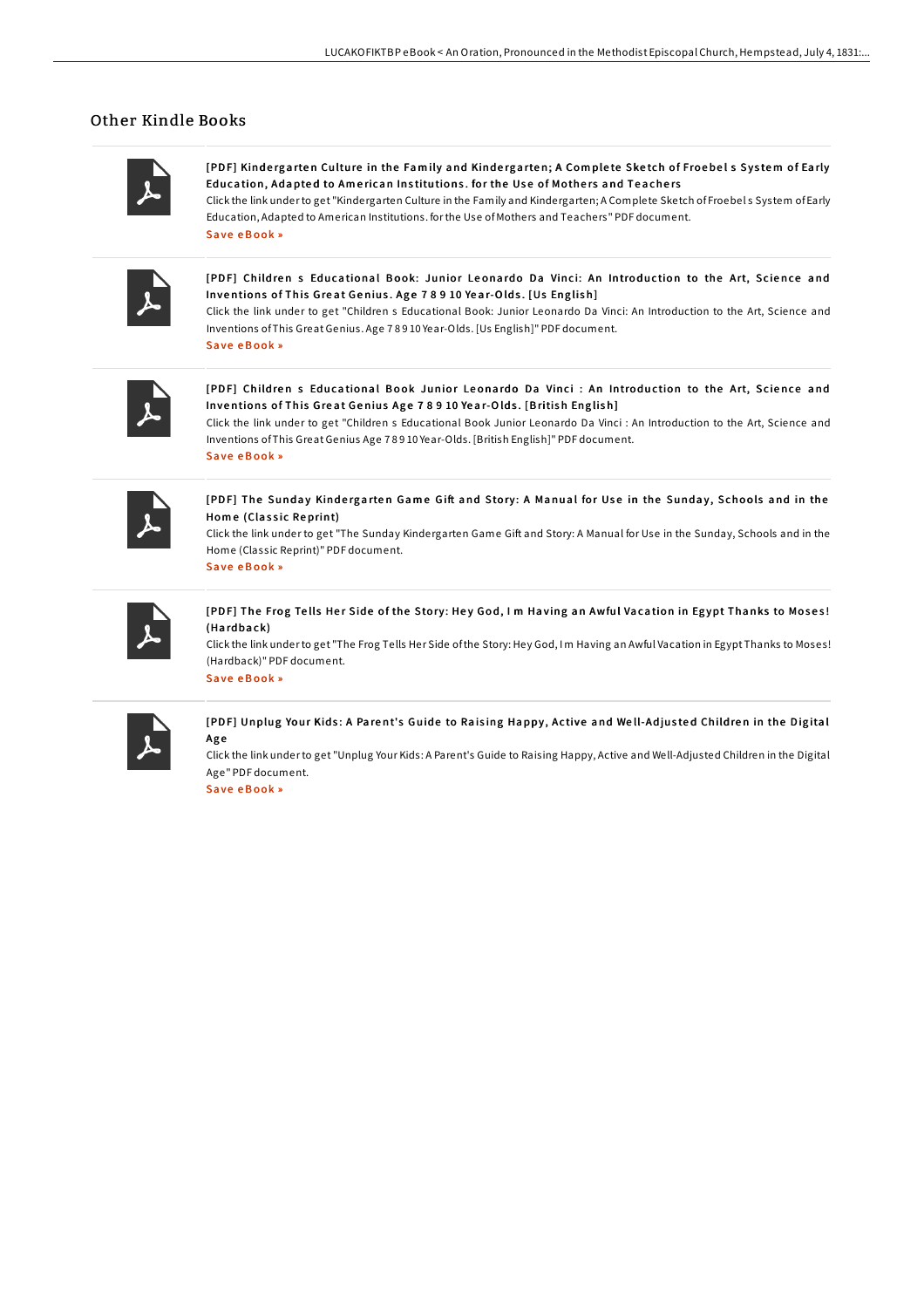## Other Kindle Books

**[PDF] Kindergarten Culture in the Family and Kindergarten; A Complete Sketch of Froebel s System of Early Education, Adapted to American Institutions. for the Use of Mothers and Teachers**

Click the link under to get "Kindergarten Culture in the Family and Kindergarten; A Complete Sketch of Froebel s System of Early Education, Adapted to American Institutions. for the Use of Mothers and Teachers" PDF document.

Save eBook »

**[PDF] Children s Educational Book: Junior Leonardo Da Vinci: An Introduction to the Art, Science and Inventions of This Great Genius. Age 7 8 9 10 Year-Olds. [Us English]**

Click the link under to get "Children s Educational Book: Junior Leonardo Da Vinci: An Introduction to the Art, Science and Inventions of This Great Genius. Age 7 8 9 10 Year-Olds. [Us English]" PDF document.

Save eBook »

**[PDF] Children s Educational Book Junior Leonardo Da Vinci : An Introduction to the Art, Science and Inventions of This Great Genius Age 7 8 9 10 Year-Olds. [British English]**

Click the link under to get "Children s Educational Book Junior Leonardo Da Vinci : An Introduction to the Art, Science and Inventions of This Great Genius Age 7 8 9 10 Year-Olds. [British English]" PDF document.

Save eBook »

**[PDF] The Sunday Kindergarten Game Gift and Story: A Manual for Use in the Sunday, Schools and in the Home (Classic Reprint)**

Click the link under to get "The Sunday Kindergarten Game Gift and Story: A Manual for Use in the Sunday, Schools and in the Home (Classic Reprint)" PDF document.

Save eBook »

**[PDF] The Frog Tells Her Side of the Story: Hey God, I m Having an Awful Vacation in Egypt Thanks to Moses! (Hardback)**

Click the link under to get "The Frog Tells Her Side of the Story: Hey God, I m Having an Awful Vacation in Egypt Thanks to Moses! (Hardback)" PDF document.

Save eBook »

**[PDF] Unplug Your Kids: A Parent's Guide to Raising Happy, Active and Well-Adjusted Children in the Digital Age**

Click the link under to get "Unplug Your Kids: A Parent's Guide to Raising Happy, Active and Well-Adjusted Children in the Digital Age" PDF document.

Save eBook »